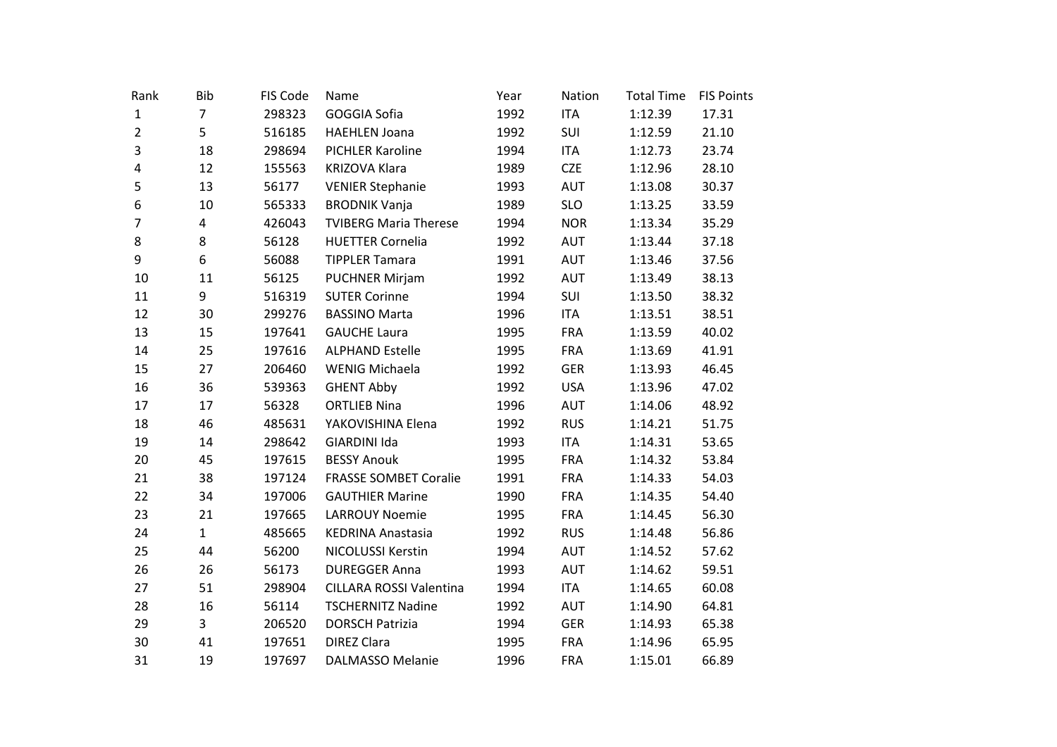| Rank | Bib | FIS Code | Name | Year | Nation | Total Time | FIS Points |
|---|---|---|---|---|---|---|---|
| 1 | 7 | 298323 | GOGGIA Sofia | 1992 | ITA | 1:12.39 | 17.31 |
| 2 | 5 | 516185 | HAEHLEN Joana | 1992 | SUI | 1:12.59 | 21.10 |
| 3 | 18 | 298694 | PICHLER Karoline | 1994 | ITA | 1:12.73 | 23.74 |
| 4 | 12 | 155563 | KRIZOVA Klara | 1989 | CZE | 1:12.96 | 28.10 |
| 5 | 13 | 56177 | VENIER Stephanie | 1993 | AUT | 1:13.08 | 30.37 |
| 6 | 10 | 565333 | BRODNIK Vanja | 1989 | SLO | 1:13.25 | 33.59 |
| 7 | 4 | 426043 | TVIBERG Maria Therese | 1994 | NOR | 1:13.34 | 35.29 |
| 8 | 8 | 56128 | HUETTER Cornelia | 1992 | AUT | 1:13.44 | 37.18 |
| 9 | 6 | 56088 | TIPPLER Tamara | 1991 | AUT | 1:13.46 | 37.56 |
| 10 | 11 | 56125 | PUCHNER Mirjam | 1992 | AUT | 1:13.49 | 38.13 |
| 11 | 9 | 516319 | SUTER Corinne | 1994 | SUI | 1:13.50 | 38.32 |
| 12 | 30 | 299276 | BASSINO Marta | 1996 | ITA | 1:13.51 | 38.51 |
| 13 | 15 | 197641 | GAUCHE Laura | 1995 | FRA | 1:13.59 | 40.02 |
| 14 | 25 | 197616 | ALPHAND Estelle | 1995 | FRA | 1:13.69 | 41.91 |
| 15 | 27 | 206460 | WENIG Michaela | 1992 | GER | 1:13.93 | 46.45 |
| 16 | 36 | 539363 | GHENT Abby | 1992 | USA | 1:13.96 | 47.02 |
| 17 | 17 | 56328 | ORTLIEB Nina | 1996 | AUT | 1:14.06 | 48.92 |
| 18 | 46 | 485631 | YAKOVISHINA Elena | 1992 | RUS | 1:14.21 | 51.75 |
| 19 | 14 | 298642 | GIARDINI Ida | 1993 | ITA | 1:14.31 | 53.65 |
| 20 | 45 | 197615 | BESSY Anouk | 1995 | FRA | 1:14.32 | 53.84 |
| 21 | 38 | 197124 | FRASSE SOMBET Coralie | 1991 | FRA | 1:14.33 | 54.03 |
| 22 | 34 | 197006 | GAUTHIER Marine | 1990 | FRA | 1:14.35 | 54.40 |
| 23 | 21 | 197665 | LARROUY Noemie | 1995 | FRA | 1:14.45 | 56.30 |
| 24 | 1 | 485665 | KEDRINA Anastasia | 1992 | RUS | 1:14.48 | 56.86 |
| 25 | 44 | 56200 | NICOLUSSI Kerstin | 1994 | AUT | 1:14.52 | 57.62 |
| 26 | 26 | 56173 | DUREGGER Anna | 1993 | AUT | 1:14.62 | 59.51 |
| 27 | 51 | 298904 | CILLARA ROSSI Valentina | 1994 | ITA | 1:14.65 | 60.08 |
| 28 | 16 | 56114 | TSCHERNITZ Nadine | 1992 | AUT | 1:14.90 | 64.81 |
| 29 | 3 | 206520 | DORSCH Patrizia | 1994 | GER | 1:14.93 | 65.38 |
| 30 | 41 | 197651 | DIREZ Clara | 1995 | FRA | 1:14.96 | 65.95 |
| 31 | 19 | 197697 | DALMASSO Melanie | 1996 | FRA | 1:15.01 | 66.89 |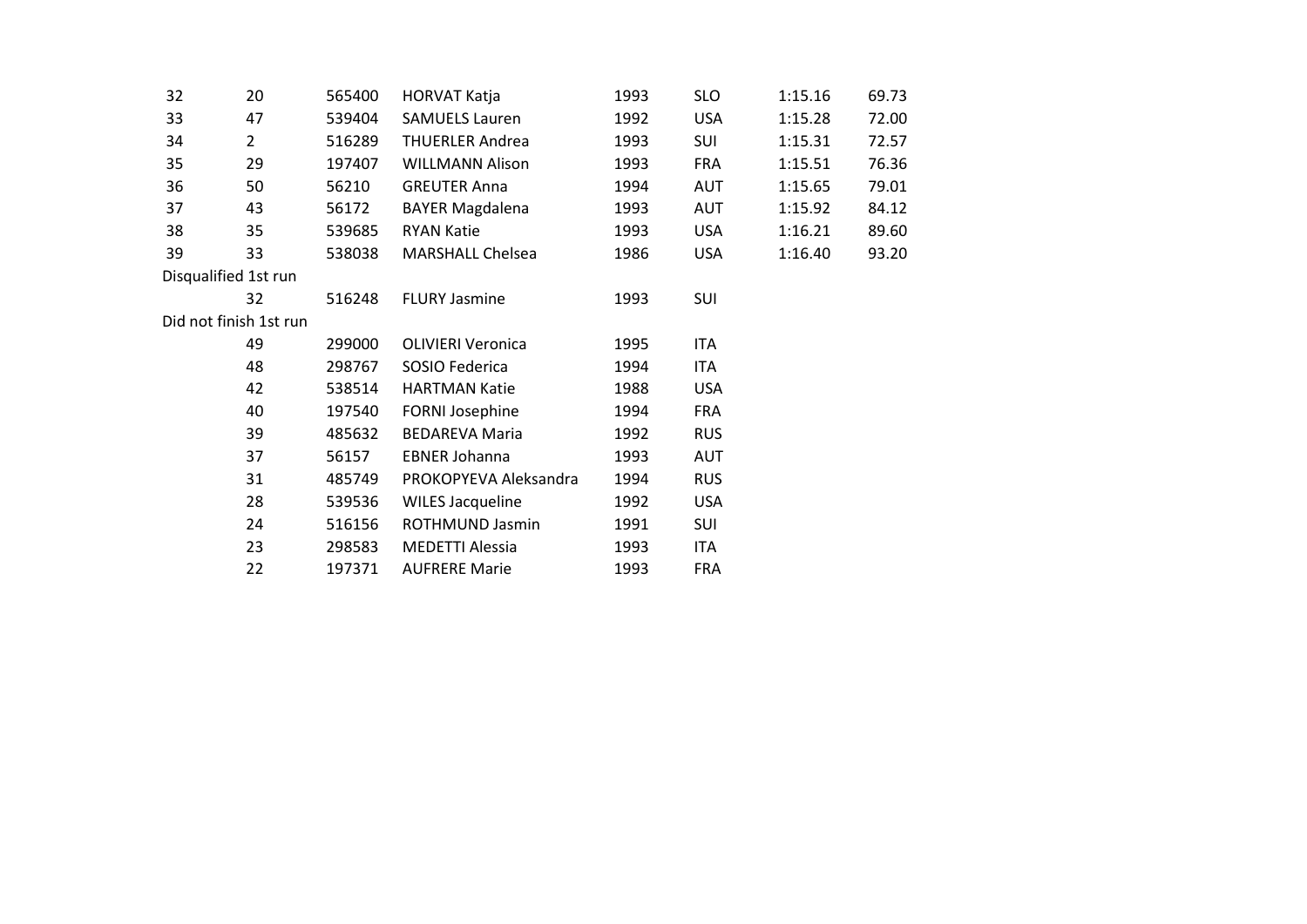| | | | | | | | |
|---|---|---|---|---|---|---|---|
| 32 | 20 | 565400 | HORVAT Katja | 1993 | SLO | 1:15.16 | 69.73 |
| 33 | 47 | 539404 | SAMUELS Lauren | 1992 | USA | 1:15.28 | 72.00 |
| 34 | 2 | 516289 | THUERLER Andrea | 1993 | SUI | 1:15.31 | 72.57 |
| 35 | 29 | 197407 | WILLMANN Alison | 1993 | FRA | 1:15.51 | 76.36 |
| 36 | 50 | 56210 | GREUTER Anna | 1994 | AUT | 1:15.65 | 79.01 |
| 37 | 43 | 56172 | BAYER Magdalena | 1993 | AUT | 1:15.92 | 84.12 |
| 38 | 35 | 539685 | RYAN Katie | 1993 | USA | 1:16.21 | 89.60 |
| 39 | 33 | 538038 | MARSHALL Chelsea | 1986 | USA | 1:16.40 | 93.20 |
| Disqualified 1st run | | | | | | | |
| | 32 | 516248 | FLURY Jasmine | 1993 | SUI | | |
| Did not finish 1st run | | | | | | | |
| | 49 | 299000 | OLIVIERI Veronica | 1995 | ITA | | |
| | 48 | 298767 | SOSIO Federica | 1994 | ITA | | |
| | 42 | 538514 | HARTMAN Katie | 1988 | USA | | |
| | 40 | 197540 | FORNI Josephine | 1994 | FRA | | |
| | 39 | 485632 | BEDAREVA Maria | 1992 | RUS | | |
| | 37 | 56157 | EBNER Johanna | 1993 | AUT | | |
| | 31 | 485749 | PROKOPYEVA Aleksandra | 1994 | RUS | | |
| | 28 | 539536 | WILES Jacqueline | 1992 | USA | | |
| | 24 | 516156 | ROTHMUND Jasmin | 1991 | SUI | | |
| | 23 | 298583 | MEDETTI Alessia | 1993 | ITA | | |
| | 22 | 197371 | AUFRERE Marie | 1993 | FRA | | |